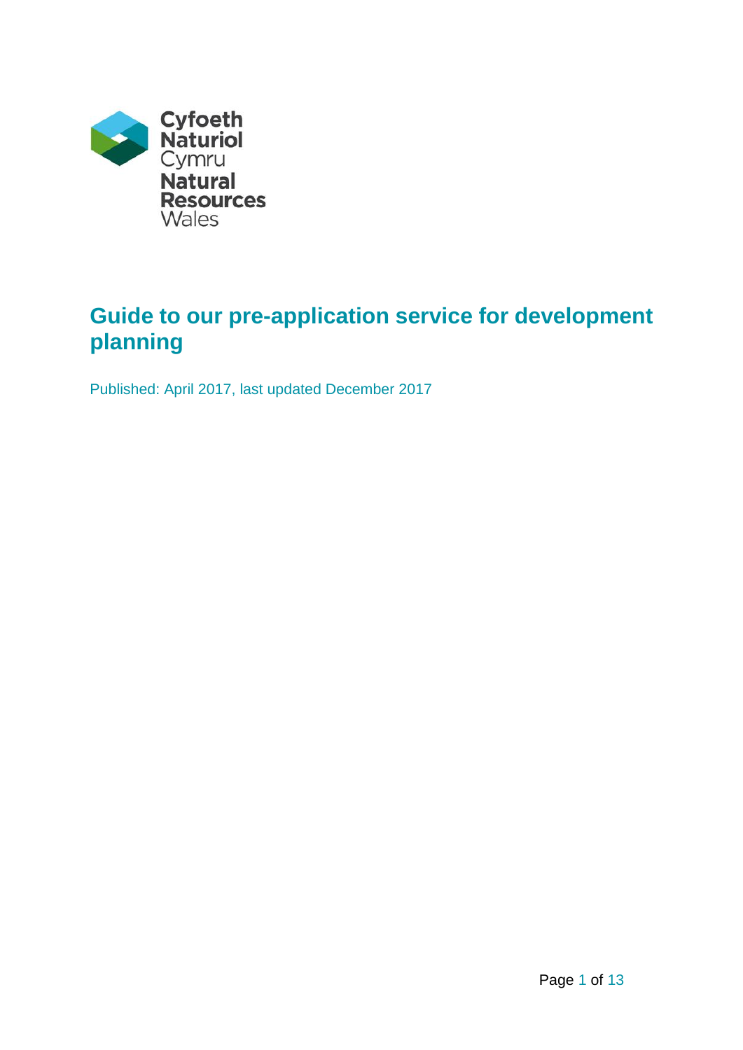Cyfoeth Naturiol Cymru
Natural Resources Wales

# Guide to our pre-application service for development planning

Published: April 2017, last updated December 2017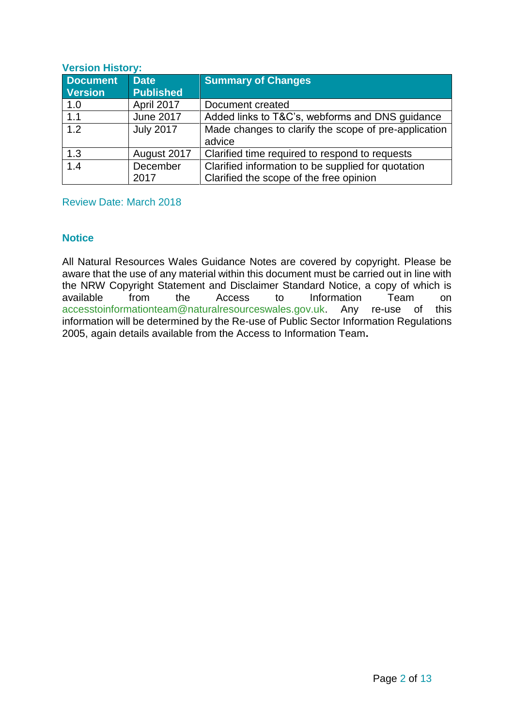**Version History:**

| Document Version | Date Published | Summary of Changes |
|---|---|---|
| 1.0 | April 2017 | Document created |
| 1.1 | June 2017 | Added links to T&C's, webforms and DNS guidance |
| 1.2 | July 2017 | Made changes to clarify the scope of pre-application advice |
| 1.3 | August 2017 | Clarified time required to respond to requests |
| 1.4 | December 2017 | Clarified information to be supplied for quotation<br>Clarified the scope of the free opinion |

Review Date: March 2018

## Notice

All Natural Resources Wales Guidance Notes are covered by copyright. Please be aware that the use of any material within this document must be carried out in line with the NRW Copyright Statement and Disclaimer Standard Notice, a copy of which is available from the Access to Information Team on accesstoinformationteam@naturalresourceswales.gov.uk. Any re-use of this information will be determined by the Re-use of Public Sector Information Regulations 2005, again details available from the Access to Information Team**.**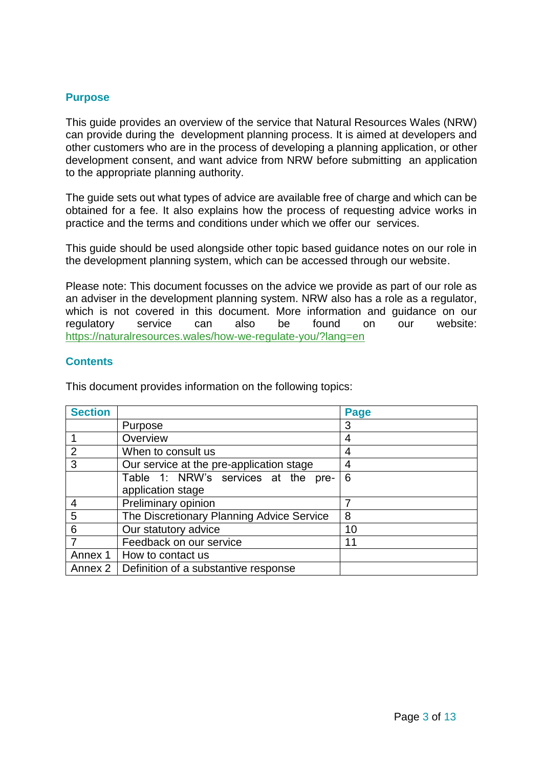## Purpose

This guide provides an overview of the service that Natural Resources Wales (NRW) can provide during the development planning process. It is aimed at developers and other customers who are in the process of developing a planning application, or other development consent, and want advice from NRW before submitting an application to the appropriate planning authority.

The guide sets out what types of advice are available free of charge and which can be obtained for a fee. It also explains how the process of requesting advice works in practice and the terms and conditions under which we offer our services.

This guide should be used alongside other topic based guidance notes on our role in the development planning system, which can be accessed through our website.

Please note: This document focusses on the advice we provide as part of our role as an adviser in the development planning system. NRW also has a role as a regulator, which is not covered in this document. More information and guidance on our regulatory service can also be found on our website: https://naturalresources.wales/how-we-regulate-you/?lang=en

## Contents

This document provides information on the following topics:

| Section | | Page |
|---|---|---|
| | Purpose | 3 |
| 1 | Overview | 4 |
| 2 | When to consult us | 4 |
| 3 | Our service at the pre-application stage | 4 |
| | Table 1: NRW's services at the pre-application stage | 6 |
| 4 | Preliminary opinion | 7 |
| 5 | The Discretionary Planning Advice Service | 8 |
| 6 | Our statutory advice | 10 |
| 7 | Feedback on our service | 11 |
| Annex 1 | How to contact us | |
| Annex 2 | Definition of a substantive response | |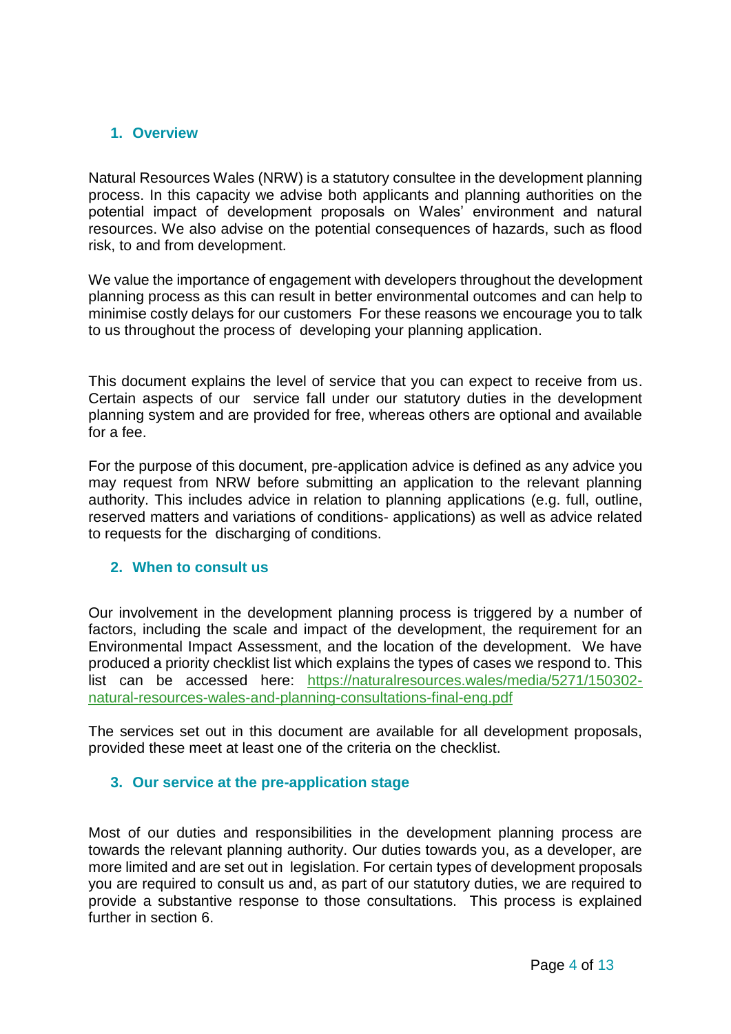## 1. Overview

Natural Resources Wales (NRW) is a statutory consultee in the development planning process. In this capacity we advise both applicants and planning authorities on the potential impact of development proposals on Wales' environment and natural resources. We also advise on the potential consequences of hazards, such as flood risk, to and from development.

We value the importance of engagement with developers throughout the development planning process as this can result in better environmental outcomes and can help to minimise costly delays for our customers For these reasons we encourage you to talk to us throughout the process of developing your planning application.

This document explains the level of service that you can expect to receive from us. Certain aspects of our service fall under our statutory duties in the development planning system and are provided for free, whereas others are optional and available for a fee.

For the purpose of this document, pre-application advice is defined as any advice you may request from NRW before submitting an application to the relevant planning authority. This includes advice in relation to planning applications (e.g. full, outline, reserved matters and variations of conditions- applications) as well as advice related to requests for the discharging of conditions.

## 2. When to consult us

Our involvement in the development planning process is triggered by a number of factors, including the scale and impact of the development, the requirement for an Environmental Impact Assessment, and the location of the development. We have produced a priority checklist list which explains the types of cases we respond to. This list can be accessed here: [https://naturalresources.wales/media/5271/150302-natural-resources-wales-and-planning-consultations-final-eng.pdf](https://naturalresources.wales/media/5271/150302-natural-resources-wales-and-planning-consultations-final-eng.pdf)

The services set out in this document are available for all development proposals, provided these meet at least one of the criteria on the checklist.

## 3. Our service at the pre-application stage

Most of our duties and responsibilities in the development planning process are towards the relevant planning authority. Our duties towards you, as a developer, are more limited and are set out in legislation. For certain types of development proposals you are required to consult us and, as part of our statutory duties, we are required to provide a substantive response to those consultations. This process is explained further in section 6.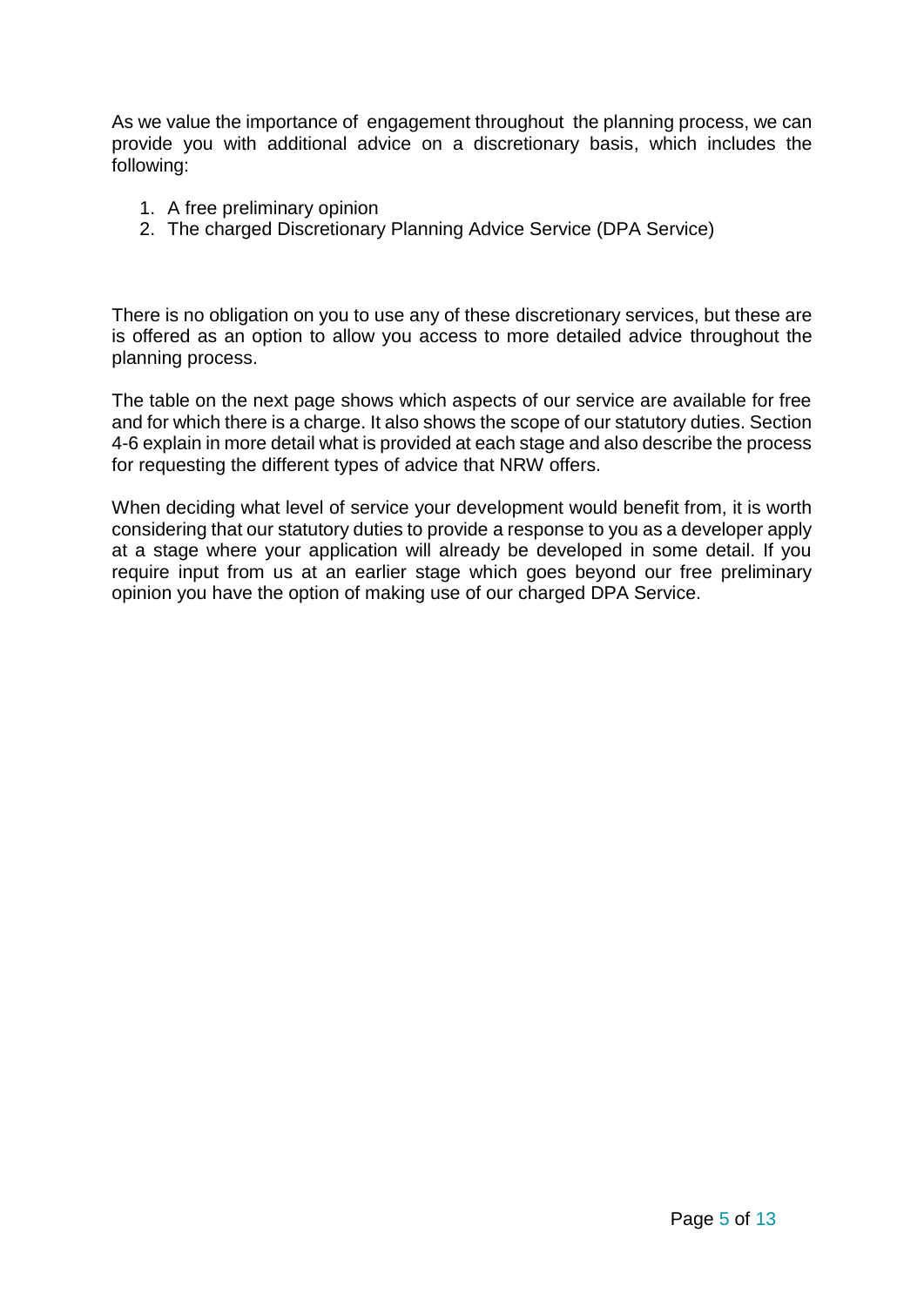As we value the importance of engagement throughout the planning process, we can provide you with additional advice on a discretionary basis, which includes the following:

1. A free preliminary opinion
2. The charged Discretionary Planning Advice Service (DPA Service)

There is no obligation on you to use any of these discretionary services, but these are is offered as an option to allow you access to more detailed advice throughout the planning process.

The table on the next page shows which aspects of our service are available for free and for which there is a charge. It also shows the scope of our statutory duties. Section 4-6 explain in more detail what is provided at each stage and also describe the process for requesting the different types of advice that NRW offers.

When deciding what level of service your development would benefit from, it is worth considering that our statutory duties to provide a response to you as a developer apply at a stage where your application will already be developed in some detail. If you require input from us at an earlier stage which goes beyond our free preliminary opinion you have the option of making use of our charged DPA Service.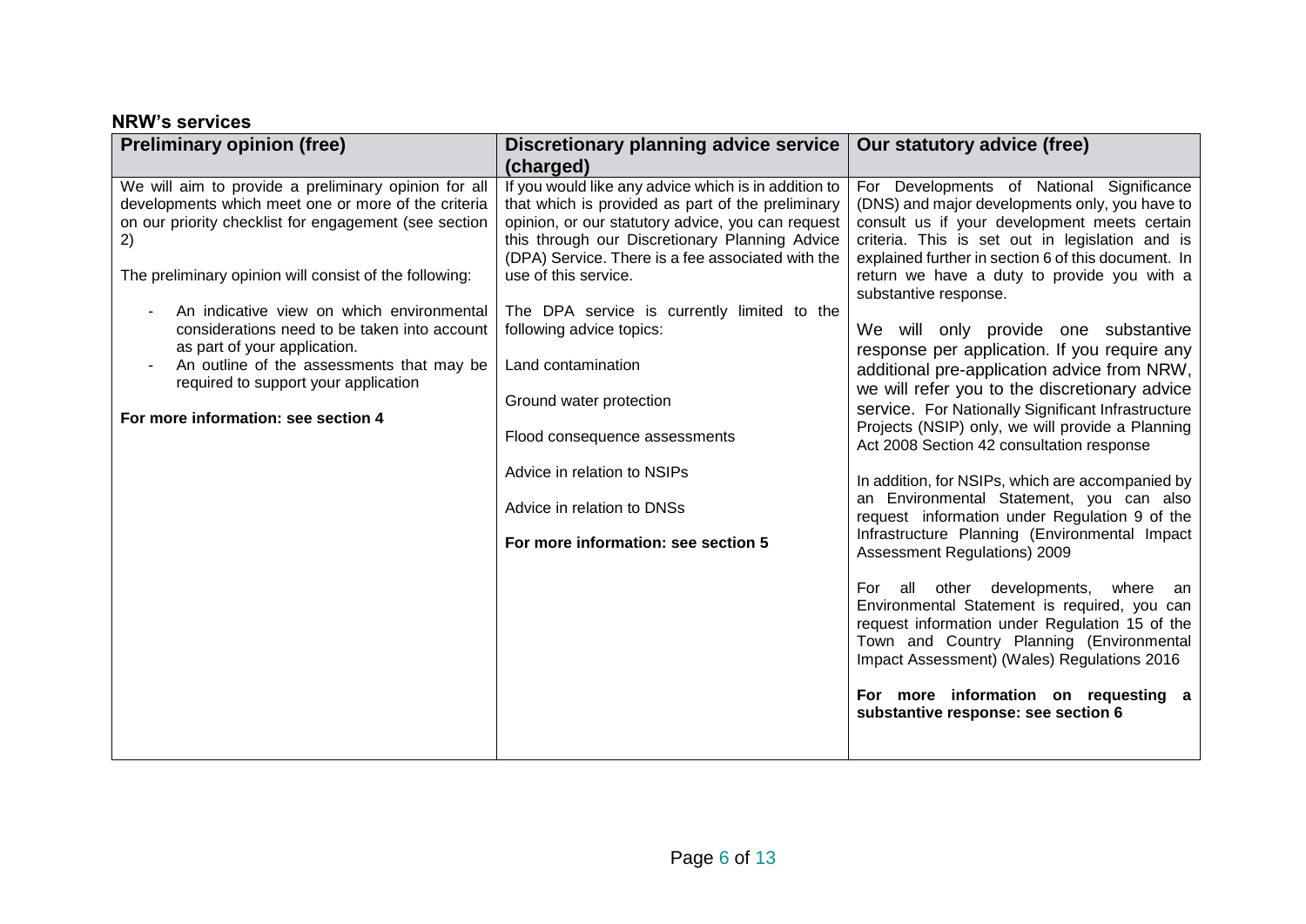**NRW's services**

| Preliminary opinion (free) | Discretionary planning advice service (charged) | Our statutory advice (free) |
|---|---|---|
| We will aim to provide a preliminary opinion for all developments which meet one or more of the criteria on our priority checklist for engagement (see section 2)<br><br>The preliminary opinion will consist of the following:<br><br>- An indicative view on which environmental considerations need to be taken into account as part of your application.<br>- An outline of the assessments that may be required to support your application<br><br>**For more information: see section 4** | If you would like any advice which is in addition to that which is provided as part of the preliminary opinion, or our statutory advice, you can request this through our Discretionary Planning Advice (DPA) Service. There is a fee associated with the use of this service.<br><br>The DPA service is currently limited to the following advice topics:<br><br>Land contamination<br><br>Ground water protection<br><br>Flood consequence assessments<br><br>Advice in relation to NSIPs<br><br>Advice in relation to DNSs<br><br>**For more information: see section 5** | For Developments of National Significance (DNS) and major developments only, you have to consult us if your development meets certain criteria. This is set out in legislation and is explained further in section 6 of this document. In return we have a duty to provide you with a substantive response.<br><br>We will only provide one substantive response per application. If you require any additional pre-application advice from NRW, we will refer you to the discretionary advice service. For Nationally Significant Infrastructure Projects (NSIP) only, we will provide a Planning Act 2008 Section 42 consultation response<br><br>In addition, for NSIPs, which are accompanied by an Environmental Statement, you can also request information under Regulation 9 of the Infrastructure Planning (Environmental Impact Assessment Regulations) 2009<br><br>For all other developments, where an Environmental Statement is required, you can request information under Regulation 15 of the Town and Country Planning (Environmental Impact Assessment) (Wales) Regulations 2016<br><br>**For more information on requesting a substantive response: see section 6** |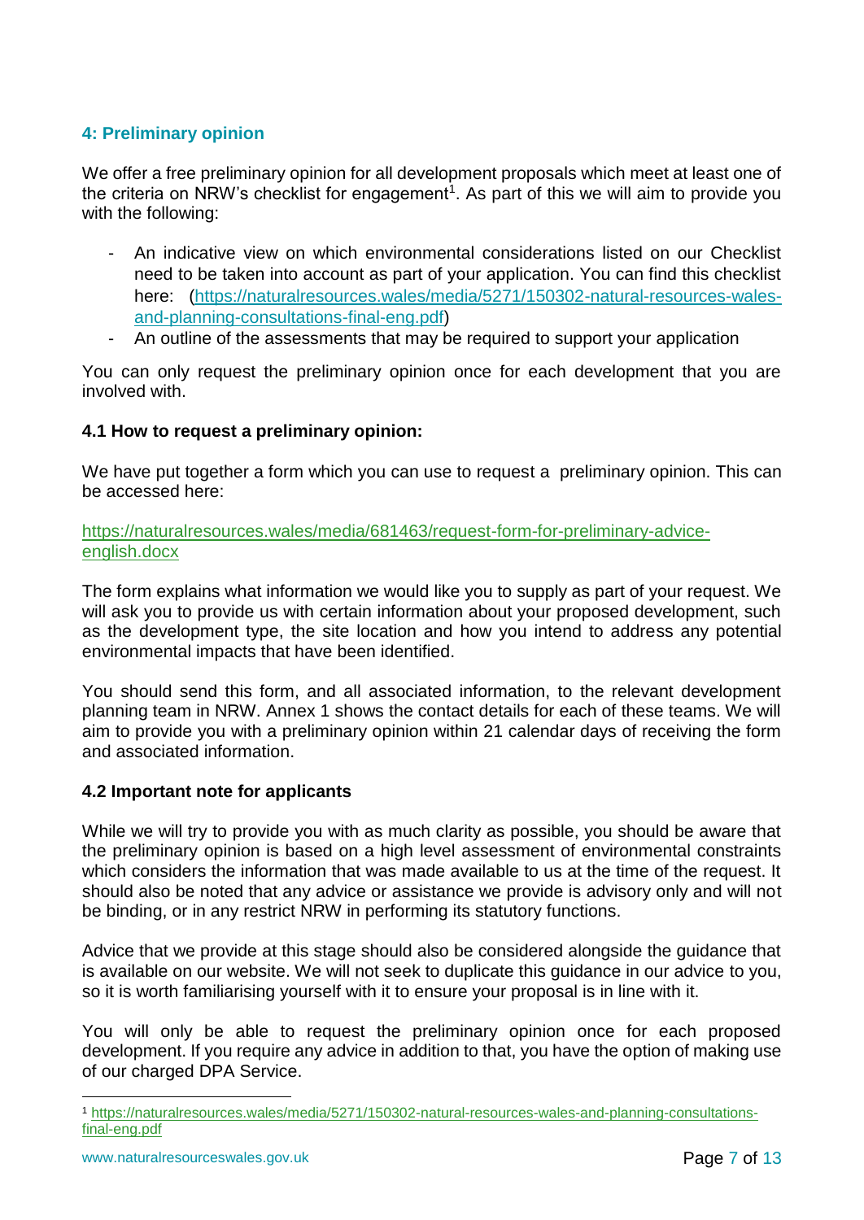## 4: Preliminary opinion

We offer a free preliminary opinion for all development proposals which meet at least one of the criteria on NRW's checklist for engagement[1]. As part of this we will aim to provide you with the following:

- An indicative view on which environmental considerations listed on our Checklist need to be taken into account as part of your application. You can find this checklist here: (https://naturalresources.wales/media/5271/150302-natural-resources-wales-and-planning-consultations-final-eng.pdf)
- An outline of the assessments that may be required to support your application

You can only request the preliminary opinion once for each development that you are involved with.

### 4.1 How to request a preliminary opinion:

We have put together a form which you can use to request a preliminary opinion. This can be accessed here:

https://naturalresources.wales/media/681463/request-form-for-preliminary-advice-english.docx

The form explains what information we would like you to supply as part of your request. We will ask you to provide us with certain information about your proposed development, such as the development type, the site location and how you intend to address any potential environmental impacts that have been identified.

You should send this form, and all associated information, to the relevant development planning team in NRW. Annex 1 shows the contact details for each of these teams. We will aim to provide you with a preliminary opinion within 21 calendar days of receiving the form and associated information.

### 4.2 Important note for applicants

While we will try to provide you with as much clarity as possible, you should be aware that the preliminary opinion is based on a high level assessment of environmental constraints which considers the information that was made available to us at the time of the request. It should also be noted that any advice or assistance we provide is advisory only and will not be binding, or in any restrict NRW in performing its statutory functions.

Advice that we provide at this stage should also be considered alongside the guidance that is available on our website. We will not seek to duplicate this guidance in our advice to you, so it is worth familiarising yourself with it to ensure your proposal is in line with it.

You will only be able to request the preliminary opinion once for each proposed development. If you require any advice in addition to that, you have the option of making use of our charged DPA Service.

[1] https://naturalresources.wales/media/5271/150302-natural-resources-wales-and-planning-consultations-final-eng.pdf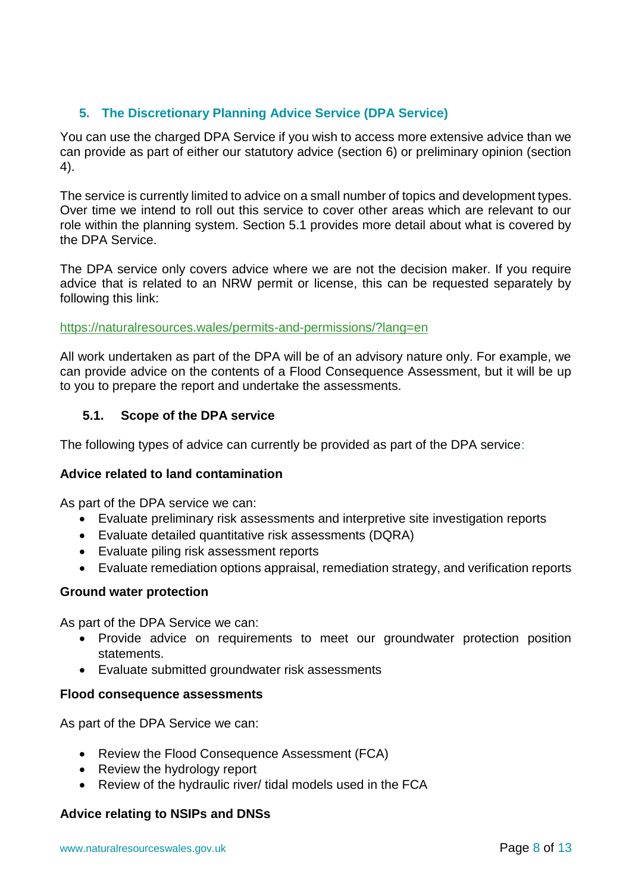## 5. The Discretionary Planning Advice Service (DPA Service)

You can use the charged DPA Service if you wish to access more extensive advice than we can provide as part of either our statutory advice (section 6) or preliminary opinion (section 4).

The service is currently limited to advice on a small number of topics and development types. Over time we intend to roll out this service to cover other areas which are relevant to our role within the planning system. Section 5.1 provides more detail about what is covered by the DPA Service.

The DPA service only covers advice where we are not the decision maker. If you require advice that is related to an NRW permit or license, this can be requested separately by following this link:

https://naturalresources.wales/permits-and-permissions/?lang=en

All work undertaken as part of the DPA will be of an advisory nature only. For example, we can provide advice on the contents of a Flood Consequence Assessment, but it will be up to you to prepare the report and undertake the assessments.

### 5.1. Scope of the DPA service

The following types of advice can currently be provided as part of the DPA service:

**Advice related to land contamination**

As part of the DPA service we can:

- Evaluate preliminary risk assessments and interpretive site investigation reports
- Evaluate detailed quantitative risk assessments (DQRA)
- Evaluate piling risk assessment reports
- Evaluate remediation options appraisal, remediation strategy, and verification reports

**Ground water protection**

As part of the DPA Service we can:

- Provide advice on requirements to meet our groundwater protection position statements.
- Evaluate submitted groundwater risk assessments

**Flood consequence assessments**

As part of the DPA Service we can:

- Review the Flood Consequence Assessment (FCA)
- Review the hydrology report
- Review of the hydraulic river/ tidal models used in the FCA

**Advice relating to NSIPs and DNSs**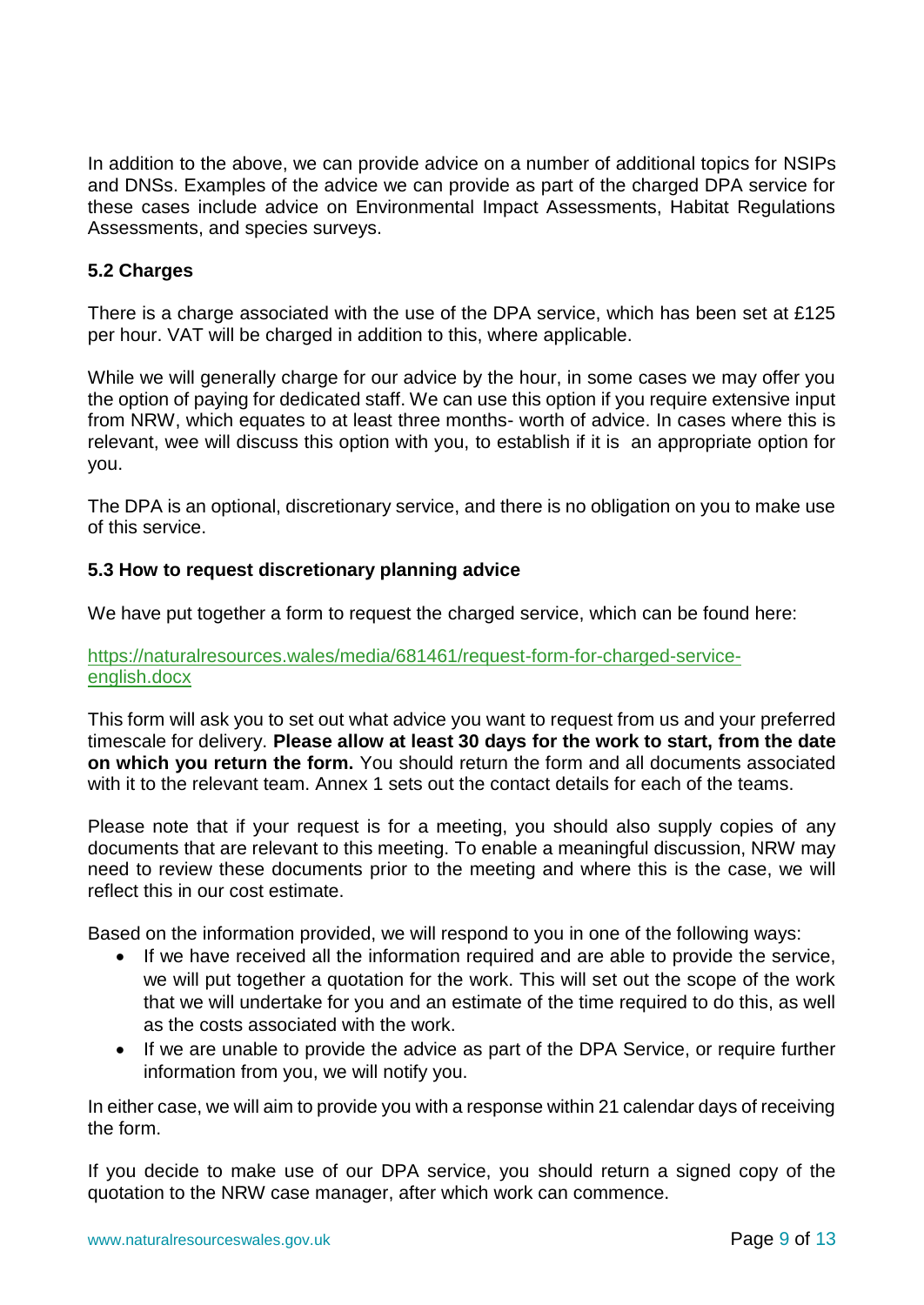In addition to the above, we can provide advice on a number of additional topics for NSIPs and DNSs. Examples of the advice we can provide as part of the charged DPA service for these cases include advice on Environmental Impact Assessments, Habitat Regulations Assessments, and species surveys.

### 5.2 Charges

There is a charge associated with the use of the DPA service, which has been set at £125 per hour. VAT will be charged in addition to this, where applicable.

While we will generally charge for our advice by the hour, in some cases we may offer you the option of paying for dedicated staff. We can use this option if you require extensive input from NRW, which equates to at least three months- worth of advice. In cases where this is relevant, wee will discuss this option with you, to establish if it is an appropriate option for you.

The DPA is an optional, discretionary service, and there is no obligation on you to make use of this service.

### 5.3 How to request discretionary planning advice

We have put together a form to request the charged service, which can be found here:

[https://naturalresources.wales/media/681461/request-form-for-charged-service-english.docx](https://naturalresources.wales/media/681461/request-form-for-charged-service-english.docx)

This form will ask you to set out what advice you want to request from us and your preferred timescale for delivery. **Please allow at least 30 days for the work to start, from the date on which you return the form.** You should return the form and all documents associated with it to the relevant team. Annex 1 sets out the contact details for each of the teams.

Please note that if your request is for a meeting, you should also supply copies of any documents that are relevant to this meeting. To enable a meaningful discussion, NRW may need to review these documents prior to the meeting and where this is the case, we will reflect this in our cost estimate.

Based on the information provided, we will respond to you in one of the following ways:

- If we have received all the information required and are able to provide the service, we will put together a quotation for the work. This will set out the scope of the work that we will undertake for you and an estimate of the time required to do this, as well as the costs associated with the work.
- If we are unable to provide the advice as part of the DPA Service, or require further information from you, we will notify you.

In either case, we will aim to provide you with a response within 21 calendar days of receiving the form.

If you decide to make use of our DPA service, you should return a signed copy of the quotation to the NRW case manager, after which work can commence.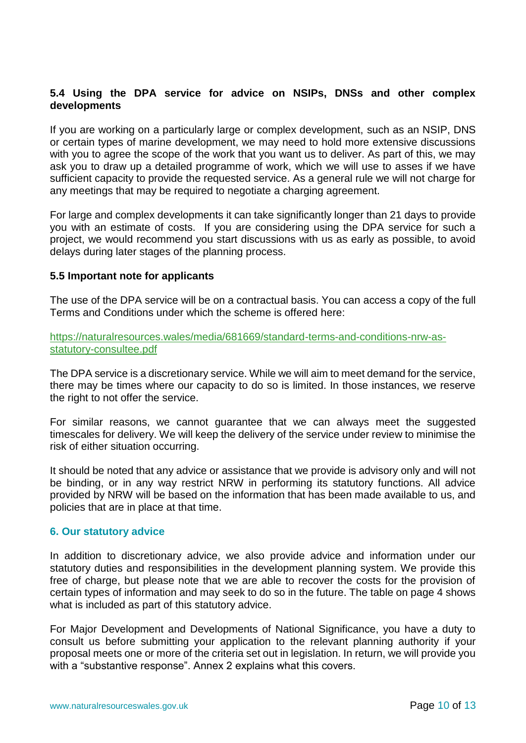### 5.4 Using the DPA service for advice on NSIPs, DNSs and other complex developments

If you are working on a particularly large or complex development, such as an NSIP, DNS or certain types of marine development, we may need to hold more extensive discussions with you to agree the scope of the work that you want us to deliver. As part of this, we may ask you to draw up a detailed programme of work, which we will use to asses if we have sufficient capacity to provide the requested service. As a general rule we will not charge for any meetings that may be required to negotiate a charging agreement.

For large and complex developments it can take significantly longer than 21 days to provide you with an estimate of costs. If you are considering using the DPA service for such a project, we would recommend you start discussions with us as early as possible, to avoid delays during later stages of the planning process.

### 5.5 Important note for applicants

The use of the DPA service will be on a contractual basis. You can access a copy of the full Terms and Conditions under which the scheme is offered here:

[https://naturalresources.wales/media/681669/standard-terms-and-conditions-nrw-as-statutory-consultee.pdf](https://naturalresources.wales/media/681669/standard-terms-and-conditions-nrw-as-statutory-consultee.pdf)

The DPA service is a discretionary service. While we will aim to meet demand for the service, there may be times where our capacity to do so is limited. In those instances, we reserve the right to not offer the service.

For similar reasons, we cannot guarantee that we can always meet the suggested timescales for delivery. We will keep the delivery of the service under review to minimise the risk of either situation occurring.

It should be noted that any advice or assistance that we provide is advisory only and will not be binding, or in any way restrict NRW in performing its statutory functions. All advice provided by NRW will be based on the information that has been made available to us, and policies that are in place at that time.

## 6. Our statutory advice

In addition to discretionary advice, we also provide advice and information under our statutory duties and responsibilities in the development planning system. We provide this free of charge, but please note that we are able to recover the costs for the provision of certain types of information and may seek to do so in the future. The table on page 4 shows what is included as part of this statutory advice.

For Major Development and Developments of National Significance, you have a duty to consult us before submitting your application to the relevant planning authority if your proposal meets one or more of the criteria set out in legislation. In return, we will provide you with a "substantive response". Annex 2 explains what this covers.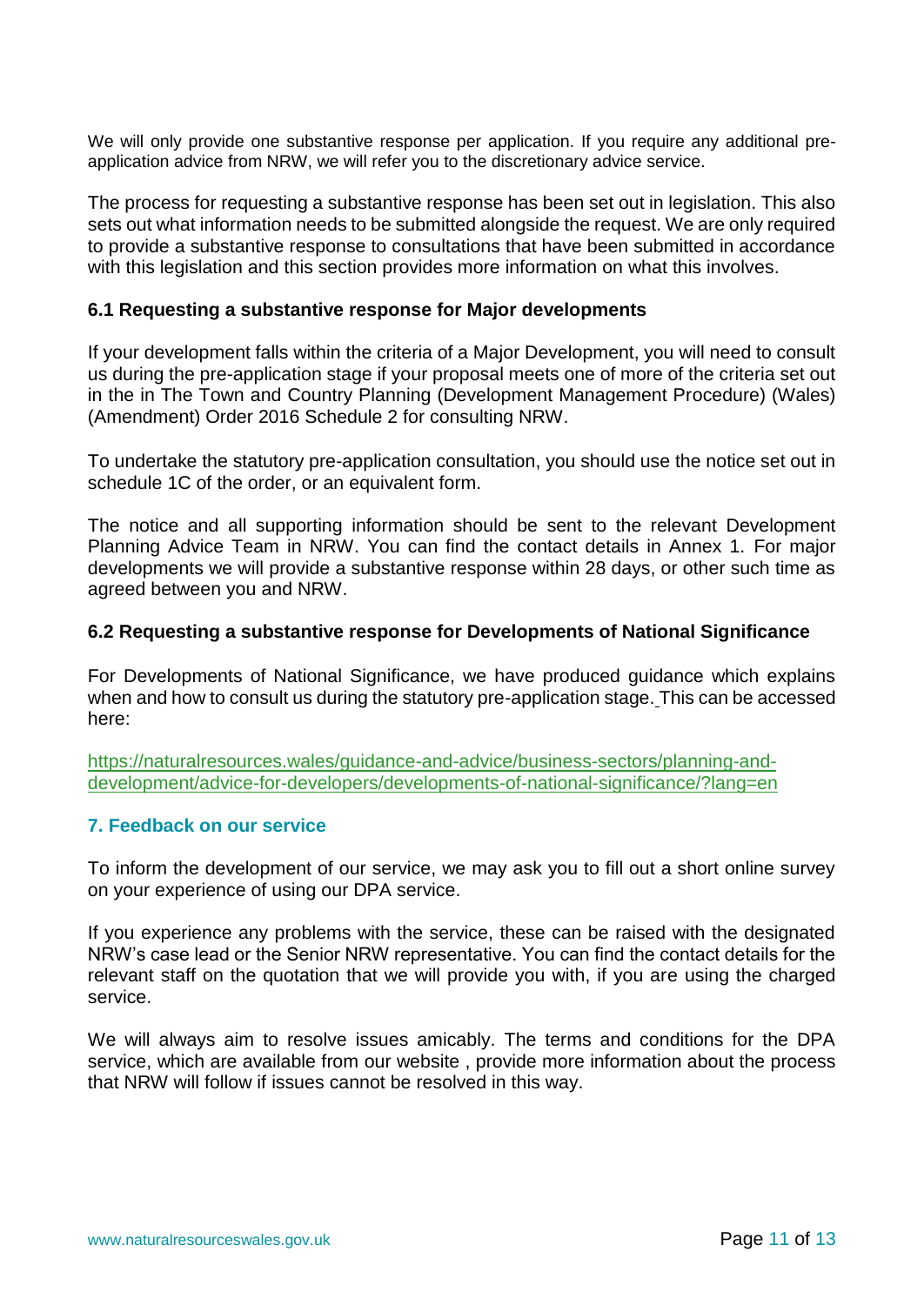We will only provide one substantive response per application. If you require any additional pre-application advice from NRW, we will refer you to the discretionary advice service.

The process for requesting a substantive response has been set out in legislation. This also sets out what information needs to be submitted alongside the request. We are only required to provide a substantive response to consultations that have been submitted in accordance with this legislation and this section provides more information on what this involves.

### 6.1 Requesting a substantive response for Major developments

If your development falls within the criteria of a Major Development, you will need to consult us during the pre-application stage if your proposal meets one of more of the criteria set out in the in The Town and Country Planning (Development Management Procedure) (Wales) (Amendment) Order 2016 Schedule 2 for consulting NRW.

To undertake the statutory pre-application consultation, you should use the notice set out in schedule 1C of the order, or an equivalent form.

The notice and all supporting information should be sent to the relevant Development Planning Advice Team in NRW. You can find the contact details in Annex 1. For major developments we will provide a substantive response within 28 days, or other such time as agreed between you and NRW.

### 6.2 Requesting a substantive response for Developments of National Significance

For Developments of National Significance, we have produced guidance which explains when and how to consult us during the statutory pre-application stage. This can be accessed here:

https://naturalresources.wales/guidance-and-advice/business-sectors/planning-and-development/advice-for-developers/developments-of-national-significance/?lang=en

## 7. Feedback on our service

To inform the development of our service, we may ask you to fill out a short online survey on your experience of using our DPA service.

If you experience any problems with the service, these can be raised with the designated NRW's case lead or the Senior NRW representative. You can find the contact details for the relevant staff on the quotation that we will provide you with, if you are using the charged service.

We will always aim to resolve issues amicably. The terms and conditions for the DPA service, which are available from our website , provide more information about the process that NRW will follow if issues cannot be resolved in this way.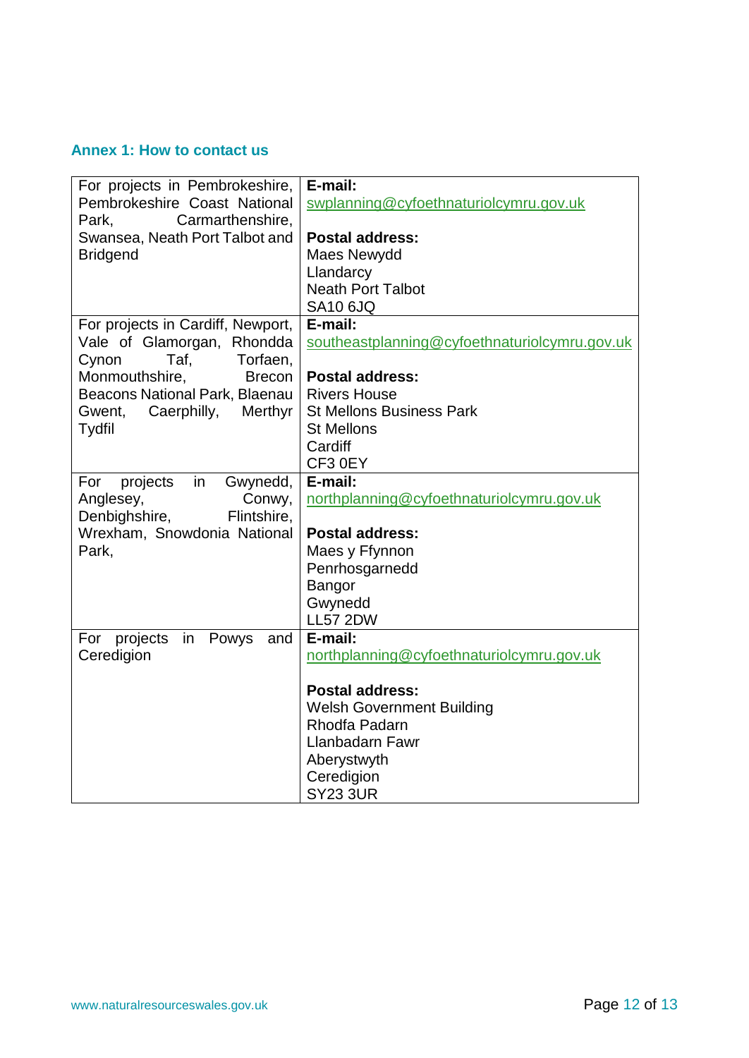## Annex 1: How to contact us

| | |
|---|---|
| For projects in Pembrokeshire, Pembrokeshire Coast National Park, Carmarthenshire, Swansea, Neath Port Talbot and Bridgend | **E-mail:** swplanning@cyfoethnaturiolcymru.gov.uk<br><br>**Postal address:**<br>Maes Newydd<br>Llandarcy<br>Neath Port Talbot<br>SA10 6JQ |
| For projects in Cardiff, Newport, Vale of Glamorgan, Rhondda Cynon Taf, Torfaen, Monmouthshire, Brecon Beacons National Park, Blaenau Gwent, Caerphilly, Merthyr Tydfil | **E-mail:** southeastplanning@cyfoethnaturiolcymru.gov.uk<br><br>**Postal address:**<br>Rivers House<br>St Mellons Business Park<br>St Mellons<br>Cardiff<br>CF3 0EY |
| For projects in Gwynedd, Anglesey, Conwy, Denbighshire, Flintshire, Wrexham, Snowdonia National Park, | **E-mail:** northplanning@cyfoethnaturiolcymru.gov.uk<br><br>**Postal address:**<br>Maes y Ffynnon<br>Penrhosgarnedd<br>Bangor<br>Gwynedd<br>LL57 2DW |
| For projects in Powys and Ceredigion | **E-mail:** northplanning@cyfoethnaturiolcymru.gov.uk<br><br>**Postal address:**<br>Welsh Government Building<br>Rhodfa Padarn<br>Llanbadarn Fawr<br>Aberystwyth<br>Ceredigion<br>SY23 3UR |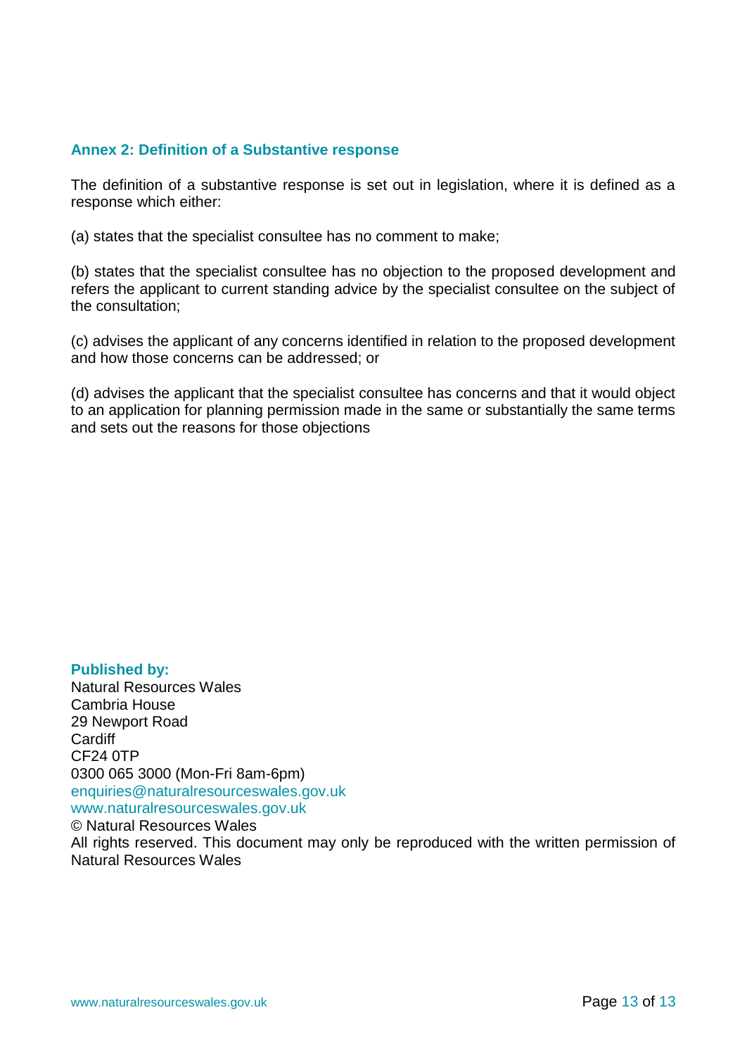## Annex 2: Definition of a Substantive response

The definition of a substantive response is set out in legislation, where it is defined as a response which either:

(a) states that the specialist consultee has no comment to make;

(b) states that the specialist consultee has no objection to the proposed development and refers the applicant to current standing advice by the specialist consultee on the subject of the consultation;

(c) advises the applicant of any concerns identified in relation to the proposed development and how those concerns can be addressed; or

(d) advises the applicant that the specialist consultee has concerns and that it would object to an application for planning permission made in the same or substantially the same terms and sets out the reasons for those objections

**Published by:**
Natural Resources Wales
Cambria House
29 Newport Road
Cardiff
CF24 0TP
0300 065 3000 (Mon-Fri 8am-6pm)
enquiries@naturalresourceswales.gov.uk
www.naturalresourceswales.gov.uk
© Natural Resources Wales
All rights reserved. This document may only be reproduced with the written permission of Natural Resources Wales